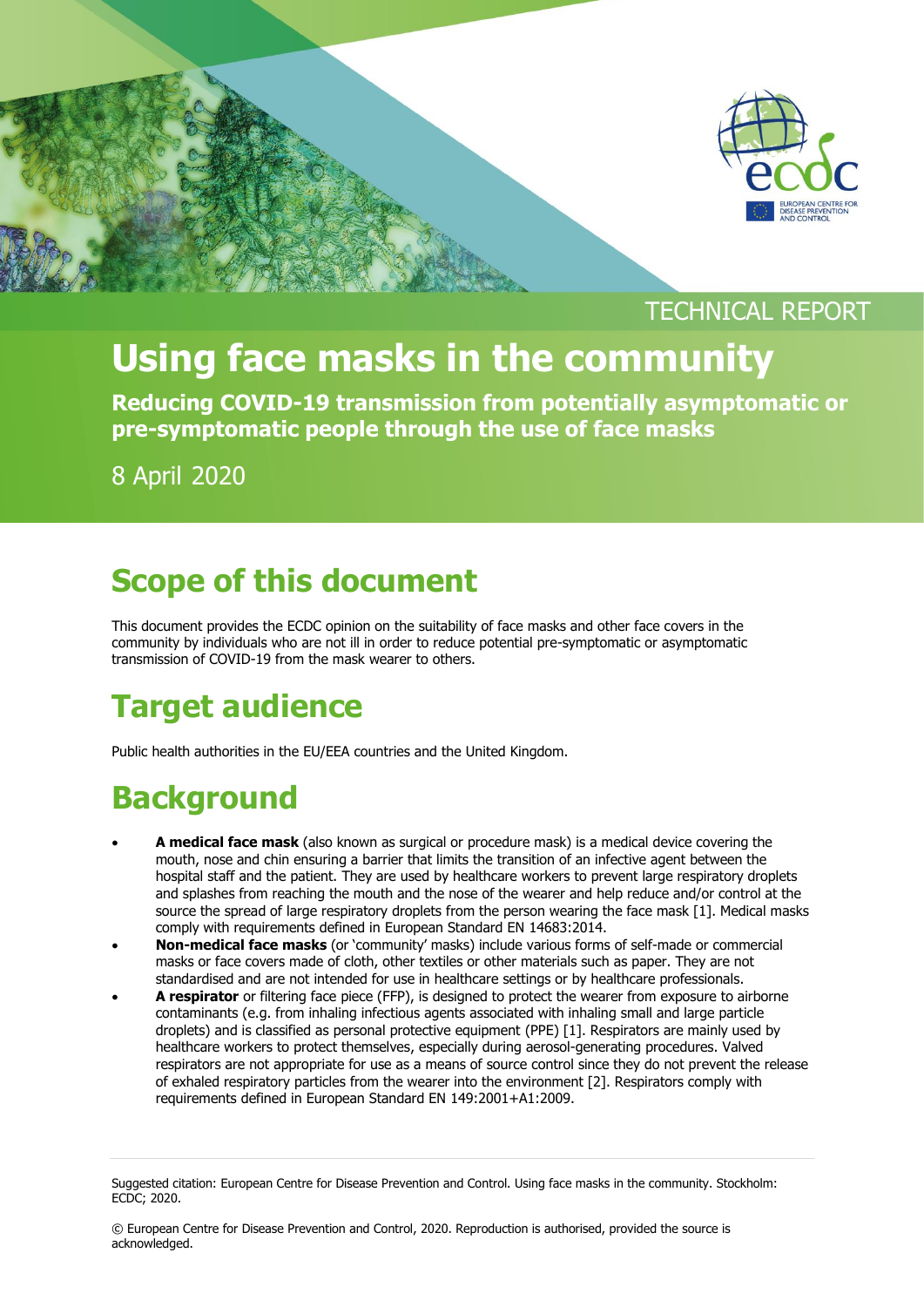TECHNICAL REPORT

# Using face masks in the community

**Reducing COVID-19 transmission from potentially asymptomatic or pre-symptomatic people through the use of face masks**

8 April 2020

## Scope of this document

This document provides the ECDC opinion on the suitability of face masks and other face covers in the community by individuals who are not ill in order to reduce potential pre-symptomatic or asymptomatic transmission of COVID-19 from the mask wearer to others.

## Target audience

Public health authorities in the EU/EEA countries and the United Kingdom.

## Background

- **A medical face mask** (also known as surgical or procedure mask) is a medical device covering the mouth, nose and chin ensuring a barrier that limits the transition of an infective agent between the hospital staff and the patient. They are used by healthcare workers to prevent large respiratory droplets and splashes from reaching the mouth and the nose of the wearer and help reduce and/or control at the source the spread of large respiratory droplets from the person wearing the face mask [1]. Medical masks comply with requirements defined in European Standard EN 14683:2014.
- **Non-medical face masks** (or 'community' masks) include various forms of self-made or commercial masks or face covers made of cloth, other textiles or other materials such as paper. They are not standardised and are not intended for use in healthcare settings or by healthcare professionals.
- **A respirator** or filtering face piece (FFP), is designed to protect the wearer from exposure to airborne contaminants (e.g. from inhaling infectious agents associated with inhaling small and large particle droplets) and is classified as personal protective equipment (PPE) [1]. Respirators are mainly used by healthcare workers to protect themselves, especially during aerosol-generating procedures. Valved respirators are not appropriate for use as a means of source control since they do not prevent the release of exhaled respiratory particles from the wearer into the environment [2]. Respirators comply with requirements defined in European Standard EN 149:2001+A1:2009.

Suggested citation: European Centre for Disease Prevention and Control. Using face masks in the community. Stockholm: ECDC; 2020.

© European Centre for Disease Prevention and Control, 2020. Reproduction is authorised, provided the source is acknowledged.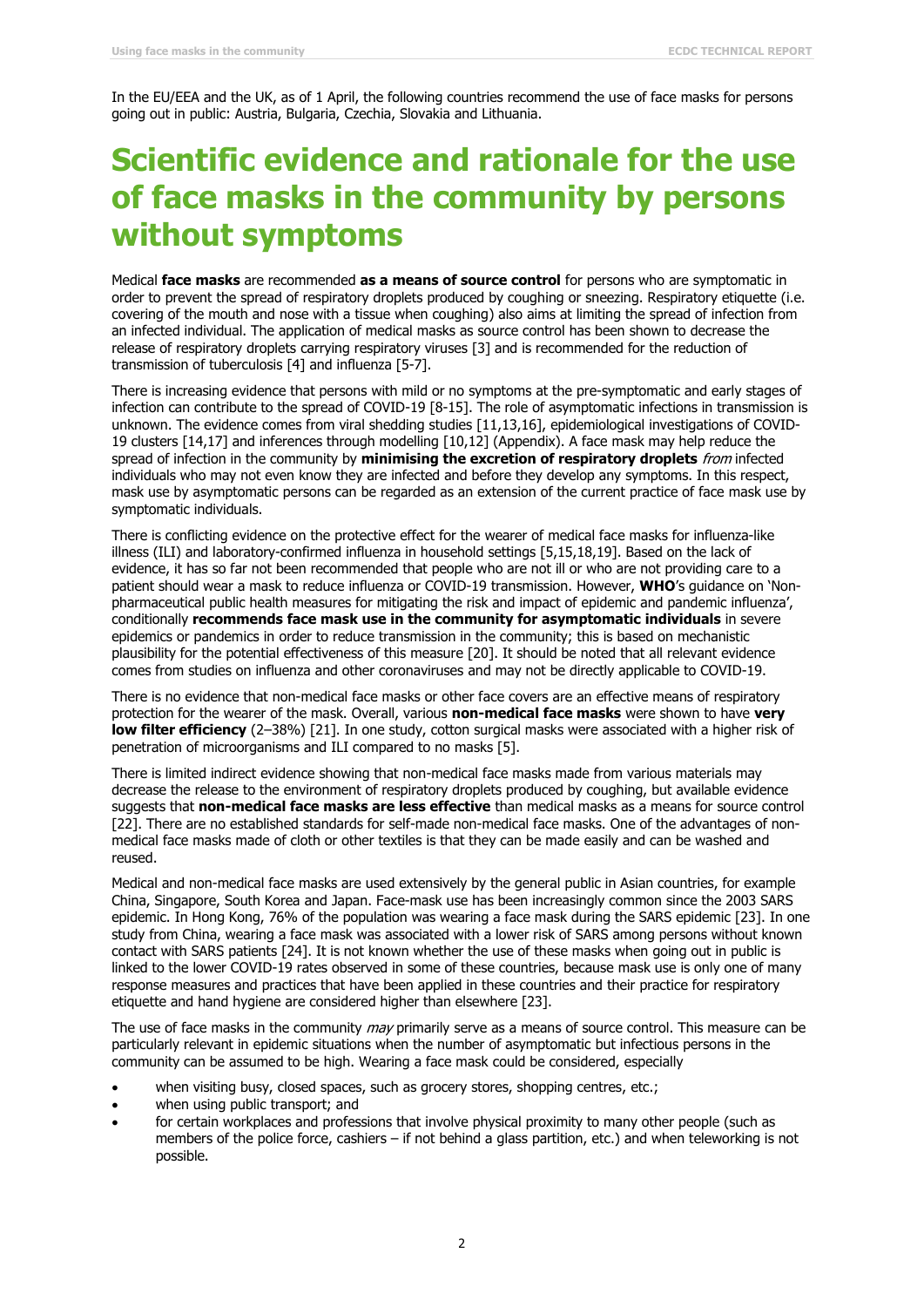In the EU/EEA and the UK, as of 1 April, the following countries recommend the use of face masks for persons going out in public: Austria, Bulgaria, Czechia, Slovakia and Lithuania.

# Scientific evidence and rationale for the use of face masks in the community by persons without symptoms

Medical **face masks** are recommended **as a means of source control** for persons who are symptomatic in order to prevent the spread of respiratory droplets produced by coughing or sneezing. Respiratory etiquette (i.e. covering of the mouth and nose with a tissue when coughing) also aims at limiting the spread of infection from an infected individual. The application of medical masks as source control has been shown to decrease the release of respiratory droplets carrying respiratory viruses [3] and is recommended for the reduction of transmission of tuberculosis [4] and influenza [5-7].

There is increasing evidence that persons with mild or no symptoms at the pre-symptomatic and early stages of infection can contribute to the spread of COVID-19 [8-15]. The role of asymptomatic infections in transmission is unknown. The evidence comes from viral shedding studies [11,13,16], epidemiological investigations of COVID-19 clusters [14,17] and inferences through modelling [10,12] (Appendix). A face mask may help reduce the spread of infection in the community by **minimising the excretion of respiratory droplets** *from* infected individuals who may not even know they are infected and before they develop any symptoms. In this respect, mask use by asymptomatic persons can be regarded as an extension of the current practice of face mask use by symptomatic individuals.

There is conflicting evidence on the protective effect for the wearer of medical face masks for influenza-like illness (ILI) and laboratory-confirmed influenza in household settings [5,15,18,19]. Based on the lack of evidence, it has so far not been recommended that people who are not ill or who are not providing care to a patient should wear a mask to reduce influenza or COVID-19 transmission. However, **WHO**'s guidance on 'Non-pharmaceutical public health measures for mitigating the risk and impact of epidemic and pandemic influenza', conditionally **recommends face mask use in the community for asymptomatic individuals** in severe epidemics or pandemics in order to reduce transmission in the community; this is based on mechanistic plausibility for the potential effectiveness of this measure [20]. It should be noted that all relevant evidence comes from studies on influenza and other coronaviruses and may not be directly applicable to COVID-19.

There is no evidence that non-medical face masks or other face covers are an effective means of respiratory protection for the wearer of the mask. Overall, various **non-medical face masks** were shown to have **very low filter efficiency** (2–38%) [21]. In one study, cotton surgical masks were associated with a higher risk of penetration of microorganisms and ILI compared to no masks [5].

There is limited indirect evidence showing that non-medical face masks made from various materials may decrease the release to the environment of respiratory droplets produced by coughing, but available evidence suggests that **non-medical face masks are less effective** than medical masks as a means for source control [22]. There are no established standards for self-made non-medical face masks. One of the advantages of non-medical face masks made of cloth or other textiles is that they can be made easily and can be washed and reused.

Medical and non-medical face masks are used extensively by the general public in Asian countries, for example China, Singapore, South Korea and Japan. Face-mask use has been increasingly common since the 2003 SARS epidemic. In Hong Kong, 76% of the population was wearing a face mask during the SARS epidemic [23]. In one study from China, wearing a face mask was associated with a lower risk of SARS among persons without known contact with SARS patients [24]. It is not known whether the use of these masks when going out in public is linked to the lower COVID-19 rates observed in some of these countries, because mask use is only one of many response measures and practices that have been applied in these countries and their practice for respiratory etiquette and hand hygiene are considered higher than elsewhere [23].

The use of face masks in the community *may* primarily serve as a means of source control. This measure can be particularly relevant in epidemic situations when the number of asymptomatic but infectious persons in the community can be assumed to be high. Wearing a face mask could be considered, especially

- when visiting busy, closed spaces, such as grocery stores, shopping centres, etc.;
- when using public transport; and
- for certain workplaces and professions that involve physical proximity to many other people (such as members of the police force, cashiers – if not behind a glass partition, etc.) and when teleworking is not possible.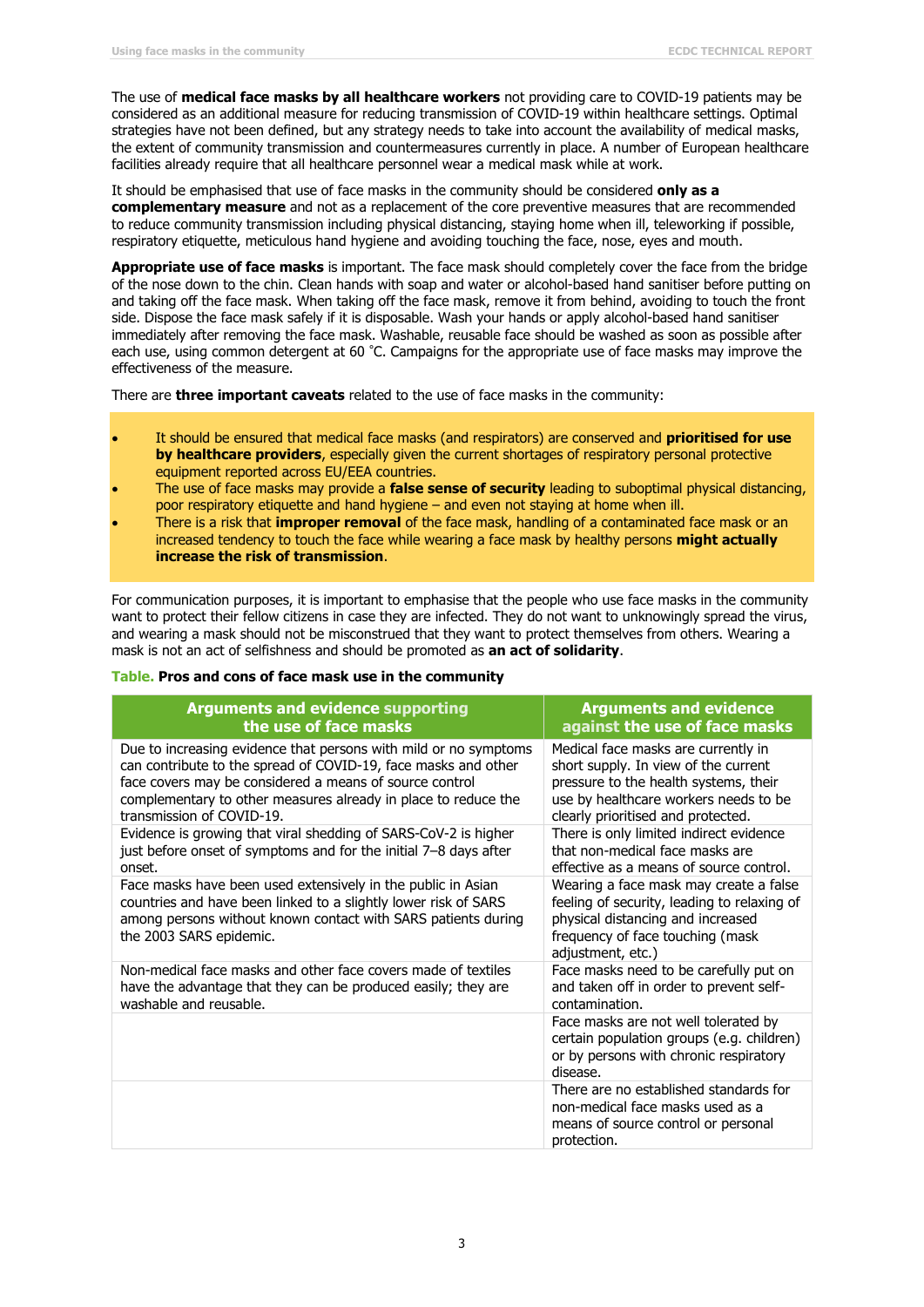The use of **medical face masks by all healthcare workers** not providing care to COVID-19 patients may be considered as an additional measure for reducing transmission of COVID-19 within healthcare settings. Optimal strategies have not been defined, but any strategy needs to take into account the availability of medical masks, the extent of community transmission and countermeasures currently in place. A number of European healthcare facilities already require that all healthcare personnel wear a medical mask while at work.

It should be emphasised that use of face masks in the community should be considered **only as a complementary measure** and not as a replacement of the core preventive measures that are recommended to reduce community transmission including physical distancing, staying home when ill, teleworking if possible, respiratory etiquette, meticulous hand hygiene and avoiding touching the face, nose, eyes and mouth.

**Appropriate use of face masks** is important. The face mask should completely cover the face from the bridge of the nose down to the chin. Clean hands with soap and water or alcohol-based hand sanitiser before putting on and taking off the face mask. When taking off the face mask, remove it from behind, avoiding to touch the front side. Dispose the face mask safely if it is disposable. Wash your hands or apply alcohol-based hand sanitiser immediately after removing the face mask. Washable, reusable face should be washed as soon as possible after each use, using common detergent at 60 °C. Campaigns for the appropriate use of face masks may improve the effectiveness of the measure.

There are **three important caveats** related to the use of face masks in the community:

- It should be ensured that medical face masks (and respirators) are conserved and **prioritised for use by healthcare providers**, especially given the current shortages of respiratory personal protective equipment reported across EU/EEA countries.
- The use of face masks may provide a **false sense of security** leading to suboptimal physical distancing, poor respiratory etiquette and hand hygiene – and even not staying at home when ill.
- There is a risk that **improper removal** of the face mask, handling of a contaminated face mask or an increased tendency to touch the face while wearing a face mask by healthy persons **might actually increase the risk of transmission**.

For communication purposes, it is important to emphasise that the people who use face masks in the community want to protect their fellow citizens in case they are infected. They do not want to unknowingly spread the virus, and wearing a mask should not be misconstrued that they want to protect themselves from others. Wearing a mask is not an act of selfishness and should be promoted as **an act of solidarity**.

**Table. Pros and cons of face mask use in the community**

| Arguments and evidence supporting the use of face masks | Arguments and evidence against the use of face masks |
|---|---|
| Due to increasing evidence that persons with mild or no symptoms can contribute to the spread of COVID-19, face masks and other face covers may be considered a means of source control complementary to other measures already in place to reduce the transmission of COVID-19. | Medical face masks are currently in short supply. In view of the current pressure to the health systems, their use by healthcare workers needs to be clearly prioritised and protected. |
| Evidence is growing that viral shedding of SARS-CoV-2 is higher just before onset of symptoms and for the initial 7–8 days after onset. | There is only limited indirect evidence that non-medical face masks are effective as a means of source control. |
| Face masks have been used extensively in the public in Asian countries and have been linked to a slightly lower risk of SARS among persons without known contact with SARS patients during the 2003 SARS epidemic. | Wearing a face mask may create a false feeling of security, leading to relaxing of physical distancing and increased frequency of face touching (mask adjustment, etc.) |
| Non-medical face masks and other face covers made of textiles have the advantage that they can be produced easily; they are washable and reusable. | Face masks need to be carefully put on and taken off in order to prevent self-contamination. |
| | Face masks are not well tolerated by certain population groups (e.g. children) or by persons with chronic respiratory disease. |
| | There are no established standards for non-medical face masks used as a means of source control or personal protection. |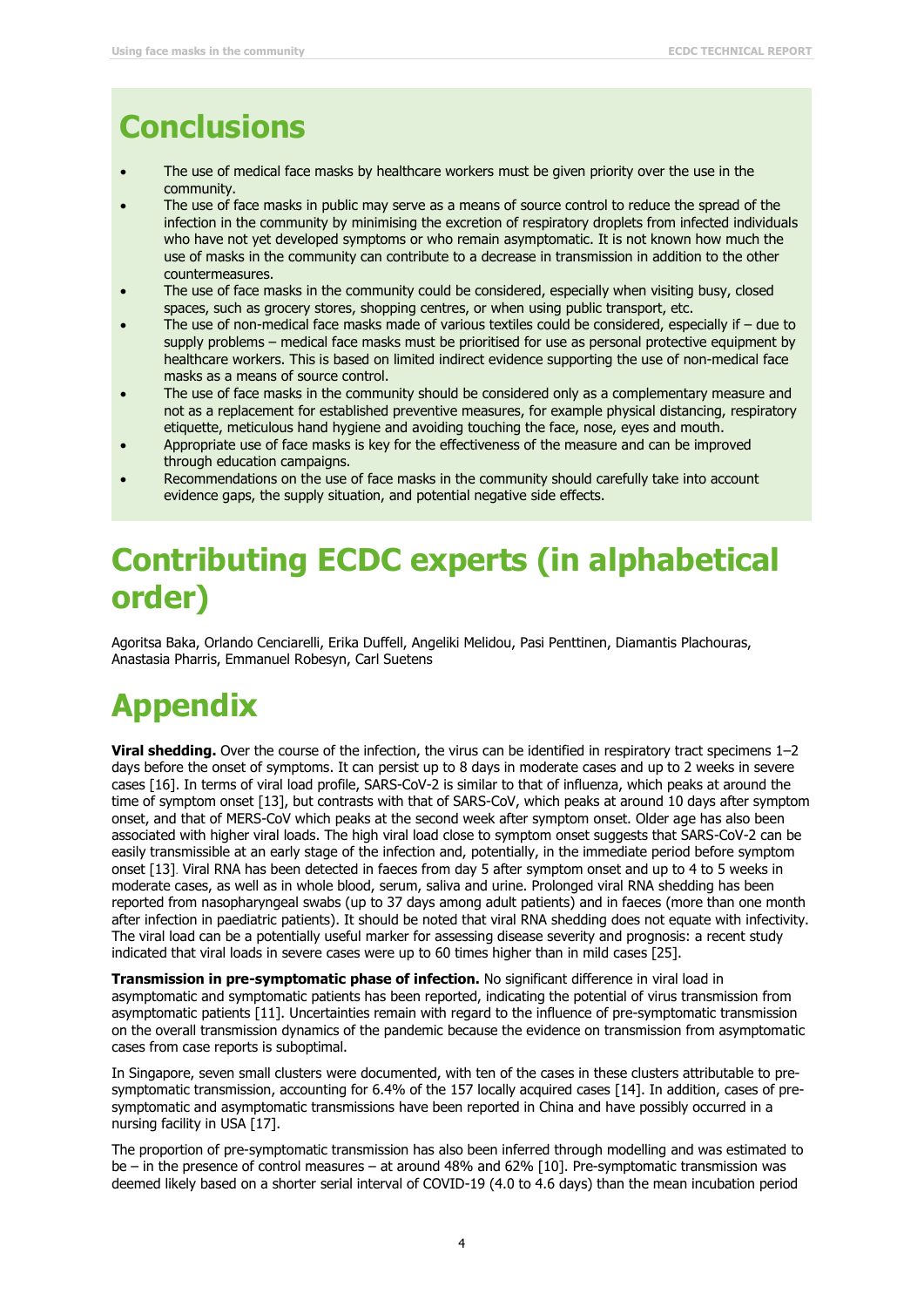## Conclusions

- The use of medical face masks by healthcare workers must be given priority over the use in the community.
- The use of face masks in public may serve as a means of source control to reduce the spread of the infection in the community by minimising the excretion of respiratory droplets from infected individuals who have not yet developed symptoms or who remain asymptomatic. It is not known how much the use of masks in the community can contribute to a decrease in transmission in addition to the other countermeasures.
- The use of face masks in the community could be considered, especially when visiting busy, closed spaces, such as grocery stores, shopping centres, or when using public transport, etc.
- The use of non-medical face masks made of various textiles could be considered, especially if – due to supply problems – medical face masks must be prioritised for use as personal protective equipment by healthcare workers. This is based on limited indirect evidence supporting the use of non-medical face masks as a means of source control.
- The use of face masks in the community should be considered only as a complementary measure and not as a replacement for established preventive measures, for example physical distancing, respiratory etiquette, meticulous hand hygiene and avoiding touching the face, nose, eyes and mouth.
- Appropriate use of face masks is key for the effectiveness of the measure and can be improved through education campaigns.
- Recommendations on the use of face masks in the community should carefully take into account evidence gaps, the supply situation, and potential negative side effects.

## Contributing ECDC experts (in alphabetical order)

Agoritsa Baka, Orlando Cenciarelli, Erika Duffell, Angeliki Melidou, Pasi Penttinen, Diamantis Plachouras, Anastasia Pharris, Emmanuel Robesyn, Carl Suetens

## Appendix

**Viral shedding.** Over the course of the infection, the virus can be identified in respiratory tract specimens 1–2 days before the onset of symptoms. It can persist up to 8 days in moderate cases and up to 2 weeks in severe cases [16]. In terms of viral load profile, SARS-CoV-2 is similar to that of influenza, which peaks at around the time of symptom onset [13], but contrasts with that of SARS-CoV, which peaks at around 10 days after symptom onset, and that of MERS-CoV which peaks at the second week after symptom onset. Older age has also been associated with higher viral loads. The high viral load close to symptom onset suggests that SARS-CoV-2 can be easily transmissible at an early stage of the infection and, potentially, in the immediate period before symptom onset [13]. Viral RNA has been detected in faeces from day 5 after symptom onset and up to 4 to 5 weeks in moderate cases, as well as in whole blood, serum, saliva and urine. Prolonged viral RNA shedding has been reported from nasopharyngeal swabs (up to 37 days among adult patients) and in faeces (more than one month after infection in paediatric patients). It should be noted that viral RNA shedding does not equate with infectivity. The viral load can be a potentially useful marker for assessing disease severity and prognosis: a recent study indicated that viral loads in severe cases were up to 60 times higher than in mild cases [25].

**Transmission in pre-symptomatic phase of infection.** No significant difference in viral load in asymptomatic and symptomatic patients has been reported, indicating the potential of virus transmission from asymptomatic patients [11]. Uncertainties remain with regard to the influence of pre-symptomatic transmission on the overall transmission dynamics of the pandemic because the evidence on transmission from asymptomatic cases from case reports is suboptimal.

In Singapore, seven small clusters were documented, with ten of the cases in these clusters attributable to pre-symptomatic transmission, accounting for 6.4% of the 157 locally acquired cases [14]. In addition, cases of pre-symptomatic and asymptomatic transmissions have been reported in China and have possibly occurred in a nursing facility in USA [17].

The proportion of pre-symptomatic transmission has also been inferred through modelling and was estimated to be – in the presence of control measures – at around 48% and 62% [10]. Pre-symptomatic transmission was deemed likely based on a shorter serial interval of COVID-19 (4.0 to 4.6 days) than the mean incubation period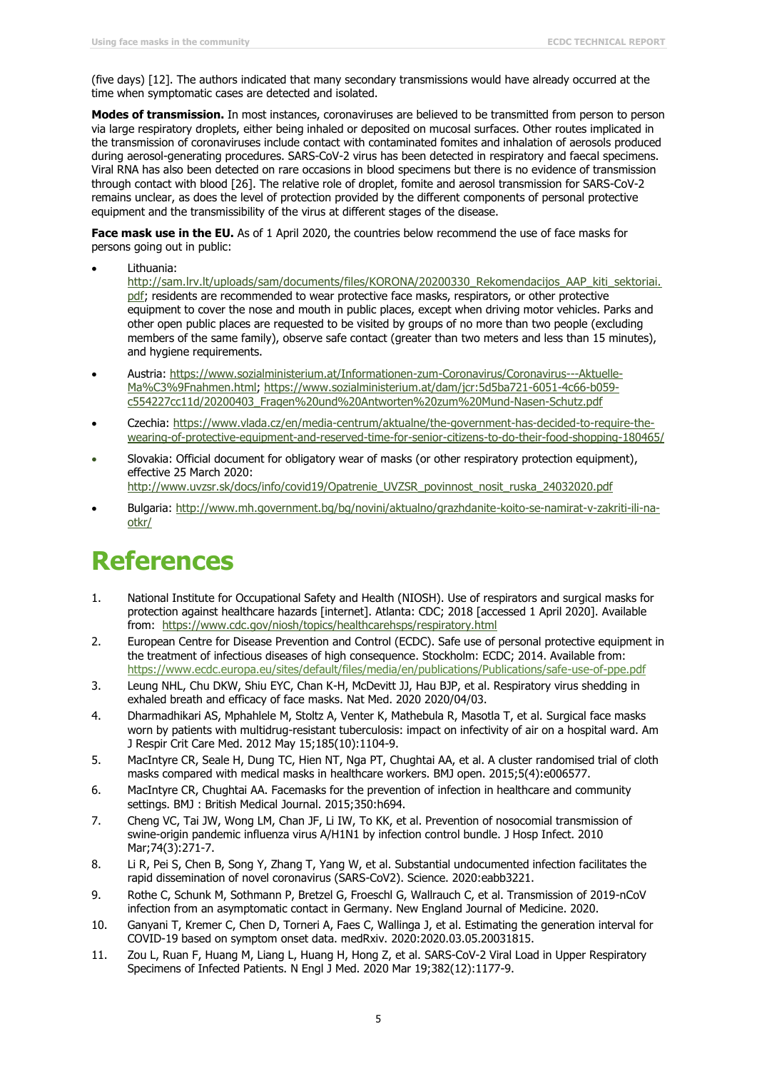(five days) [12]. The authors indicated that many secondary transmissions would have already occurred at the time when symptomatic cases are detected and isolated.

**Modes of transmission.** In most instances, coronaviruses are believed to be transmitted from person to person via large respiratory droplets, either being inhaled or deposited on mucosal surfaces. Other routes implicated in the transmission of coronaviruses include contact with contaminated fomites and inhalation of aerosols produced during aerosol-generating procedures. SARS-CoV-2 virus has been detected in respiratory and faecal specimens. Viral RNA has also been detected on rare occasions in blood specimens but there is no evidence of transmission through contact with blood [26]. The relative role of droplet, fomite and aerosol transmission for SARS-CoV-2 remains unclear, as does the level of protection provided by the different components of personal protective equipment and the transmissibility of the virus at different stages of the disease.

**Face mask use in the EU.** As of 1 April 2020, the countries below recommend the use of face masks for persons going out in public:

- Lithuania: http://sam.lrv.lt/uploads/sam/documents/files/KORONA/20200330_Rekomendacijos_AAP_kiti_sektoriai.pdf; residents are recommended to wear protective face masks, respirators, or other protective equipment to cover the nose and mouth in public places, except when driving motor vehicles. Parks and other open public places are requested to be visited by groups of no more than two people (excluding members of the same family), observe safe contact (greater than two meters and less than 15 minutes), and hygiene requirements.
- Austria: https://www.sozialministerium.at/Informationen-zum-Coronavirus/Coronavirus---Aktuelle-Ma%C3%9Fnahmen.html; https://www.sozialministerium.at/dam/jcr:5d5ba721-6051-4c66-b059-c554227cc11d/20200403_Fragen%20und%20Antworten%20zum%20Mund-Nasen-Schutz.pdf
- Czechia: https://www.vlada.cz/en/media-centrum/aktualne/the-government-has-decided-to-require-the-wearing-of-protective-equipment-and-reserved-time-for-senior-citizens-to-do-their-food-shopping-180465/
- Slovakia: Official document for obligatory wear of masks (or other respiratory protection equipment), effective 25 March 2020: http://www.uvzsr.sk/docs/info/covid19/Opatrenie_UVZSR_povinnost_nosit_rusko_24032020.pdf
- Bulgaria: http://www.mh.government.bg/bg/novini/aktualno/grazhdanite-koito-se-namirat-v-zakriti-ili-na-otkr/

# References

1. National Institute for Occupational Safety and Health (NIOSH). Use of respirators and surgical masks for protection against healthcare hazards [internet]. Atlanta: CDC; 2018 [accessed 1 April 2020]. Available from: https://www.cdc.gov/niosh/topics/healthcarehsps/respiratory.html
2. European Centre for Disease Prevention and Control (ECDC). Safe use of personal protective equipment in the treatment of infectious diseases of high consequence. Stockholm: ECDC; 2014. Available from: https://www.ecdc.europa.eu/sites/default/files/media/en/publications/Publications/safe-use-of-ppe.pdf
3. Leung NHL, Chu DKW, Shiu EYC, Chan K-H, McDevitt JJ, Hau BJP, et al. Respiratory virus shedding in exhaled breath and efficacy of face masks. Nat Med. 2020 2020/04/03.
4. Dharmadhikari AS, Mphahlele M, Stoltz A, Venter K, Mathebula R, Masotla T, et al. Surgical face masks worn by patients with multidrug-resistant tuberculosis: impact on infectivity of air on a hospital ward. Am J Respir Crit Care Med. 2012 May 15;185(10):1104-9.
5. MacIntyre CR, Seale H, Dung TC, Hien NT, Nga PT, Chughtai AA, et al. A cluster randomised trial of cloth masks compared with medical masks in healthcare workers. BMJ open. 2015;5(4):e006577.
6. MacIntyre CR, Chughtai AA. Facemasks for the prevention of infection in healthcare and community settings. BMJ : British Medical Journal. 2015;350:h694.
7. Cheng VC, Tai JW, Wong LM, Chan JF, Li IW, To KK, et al. Prevention of nosocomial transmission of swine-origin pandemic influenza virus A/H1N1 by infection control bundle. J Hosp Infect. 2010 Mar;74(3):271-7.
8. Li R, Pei S, Chen B, Song Y, Zhang T, Yang W, et al. Substantial undocumented infection facilitates the rapid dissemination of novel coronavirus (SARS-CoV2). Science. 2020:eabb3221.
9. Rothe C, Schunk M, Sothmann P, Bretzel G, Froeschl G, Wallrauch C, et al. Transmission of 2019-nCoV infection from an asymptomatic contact in Germany. New England Journal of Medicine. 2020.
10. Ganyani T, Kremer C, Chen D, Torneri A, Faes C, Wallinga J, et al. Estimating the generation interval for COVID-19 based on symptom onset data. medRxiv. 2020:2020.03.05.20031815.
11. Zou L, Ruan F, Huang M, Liang L, Huang H, Hong Z, et al. SARS-CoV-2 Viral Load in Upper Respiratory Specimens of Infected Patients. N Engl J Med. 2020 Mar 19;382(12):1177-9.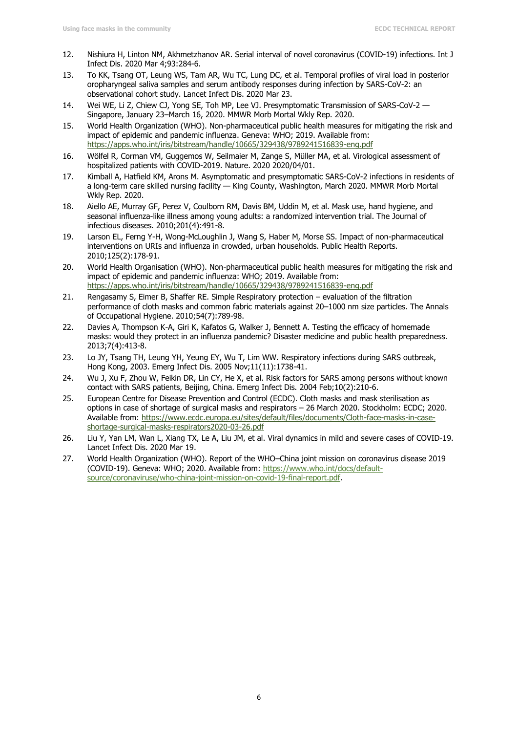12. Nishiura H, Linton NM, Akhmetzhanov AR. Serial interval of novel coronavirus (COVID-19) infections. Int J Infect Dis. 2020 Mar 4;93:284-6.
13. To KK, Tsang OT, Leung WS, Tam AR, Wu TC, Lung DC, et al. Temporal profiles of viral load in posterior oropharyngeal saliva samples and serum antibody responses during infection by SARS-CoV-2: an observational cohort study. Lancet Infect Dis. 2020 Mar 23.
14. Wei WE, Li Z, Chiew CJ, Yong SE, Toh MP, Lee VJ. Presymptomatic Transmission of SARS-CoV-2 — Singapore, January 23–March 16, 2020. MMWR Morb Mortal Wkly Rep. 2020.
15. World Health Organization (WHO). Non-pharmaceutical public health measures for mitigating the risk and impact of epidemic and pandemic influenza. Geneva: WHO; 2019. Available from: https://apps.who.int/iris/bitstream/handle/10665/329438/9789241516839-eng.pdf
16. Wölfel R, Corman VM, Guggemos W, Seilmaier M, Zange S, Müller MA, et al. Virological assessment of hospitalized patients with COVID-2019. Nature. 2020 2020/04/01.
17. Kimball A, Hatfield KM, Arons M. Asymptomatic and presymptomatic SARS-CoV-2 infections in residents of a long-term care skilled nursing facility — King County, Washington, March 2020. MMWR Morb Mortal Wkly Rep. 2020.
18. Aiello AE, Murray GF, Perez V, Coulborn RM, Davis BM, Uddin M, et al. Mask use, hand hygiene, and seasonal influenza-like illness among young adults: a randomized intervention trial. The Journal of infectious diseases. 2010;201(4):491-8.
19. Larson EL, Ferng Y-H, Wong-McLoughlin J, Wang S, Haber M, Morse SS. Impact of non-pharmaceutical interventions on URIs and influenza in crowded, urban households. Public Health Reports. 2010;125(2):178-91.
20. World Health Organisation (WHO). Non-pharmaceutical public health measures for mitigating the risk and impact of epidemic and pandemic influenza: WHO; 2019. Available from: https://apps.who.int/iris/bitstream/handle/10665/329438/9789241516839-eng.pdf
21. Rengasamy S, Eimer B, Shaffer RE. Simple Respiratory protection – evaluation of the filtration performance of cloth masks and common fabric materials against 20–1000 nm size particles. The Annals of Occupational Hygiene. 2010;54(7):789-98.
22. Davies A, Thompson K-A, Giri K, Kafatos G, Walker J, Bennett A. Testing the efficacy of homemade masks: would they protect in an influenza pandemic? Disaster medicine and public health preparedness. 2013;7(4):413-8.
23. Lo JY, Tsang TH, Leung YH, Yeung EY, Wu T, Lim WW. Respiratory infections during SARS outbreak, Hong Kong, 2003. Emerg Infect Dis. 2005 Nov;11(11):1738-41.
24. Wu J, Xu F, Zhou W, Feikin DR, Lin CY, He X, et al. Risk factors for SARS among persons without known contact with SARS patients, Beijing, China. Emerg Infect Dis. 2004 Feb;10(2):210-6.
25. European Centre for Disease Prevention and Control (ECDC). Cloth masks and mask sterilisation as options in case of shortage of surgical masks and respirators – 26 March 2020. Stockholm: ECDC; 2020. Available from: https://www.ecdc.europa.eu/sites/default/files/documents/Cloth-face-masks-in-case-shortage-surgical-masks-respirators2020-03-26.pdf
26. Liu Y, Yan LM, Wan L, Xiang TX, Le A, Liu JM, et al. Viral dynamics in mild and severe cases of COVID-19. Lancet Infect Dis. 2020 Mar 19.
27. World Health Organization (WHO). Report of the WHO–China joint mission on coronavirus disease 2019 (COVID-19). Geneva: WHO; 2020. https://www.who.int/docs/default-source/coronaviruse/who-china-joint-mission-on-covid-19-final-report.pdf.